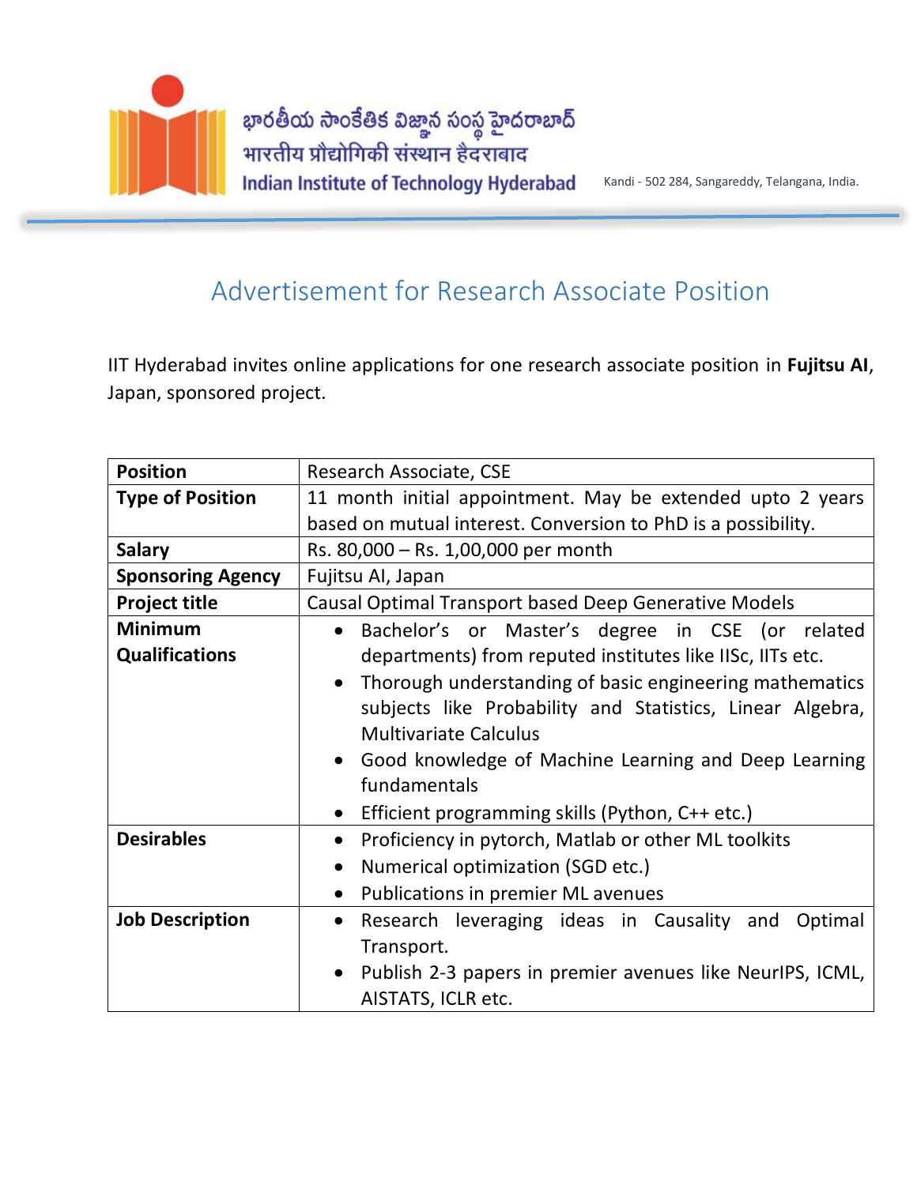భారతీయ సాంకేతిక విజ్ఞాన సంస్థ హైదరాబాద్
भारतीय प्रौद्योगिकी संस्थान हैदराबाद
Indian Institute of Technology Hyderabad

Kandi - 502 284, Sangareddy, Telangana, India.

# Advertisement for Research Associate Position

IIT Hyderabad invites online applications for one research associate position in **Fujitsu AI**, Japan, sponsored project.

| | |
|---|---|
| **Position** | Research Associate, CSE |
| **Type of Position** | 11 month initial appointment. May be extended upto 2 years based on mutual interest. Conversion to PhD is a possibility. |
| **Salary** | Rs. 80,000 – Rs. 1,00,000 per month |
| **Sponsoring Agency** | Fujitsu AI, Japan |
| **Project title** | Causal Optimal Transport based Deep Generative Models |
| **Minimum Qualifications** | • Bachelor's or Master's degree in CSE (or related departments) from reputed institutes like IISc, IITs etc.<br>• Thorough understanding of basic engineering mathematics subjects like Probability and Statistics, Linear Algebra, Multivariate Calculus<br>• Good knowledge of Machine Learning and Deep Learning fundamentals<br>• Efficient programming skills (Python, C++ etc.) |
| **Desirables** | • Proficiency in pytorch, Matlab or other ML toolkits<br>• Numerical optimization (SGD etc.)<br>• Publications in premier ML avenues |
| **Job Description** | • Research leveraging ideas in Causality and Optimal Transport.<br>• Publish 2-3 papers in premier avenues like NeurIPS, ICML, AISTATS, ICLR etc. |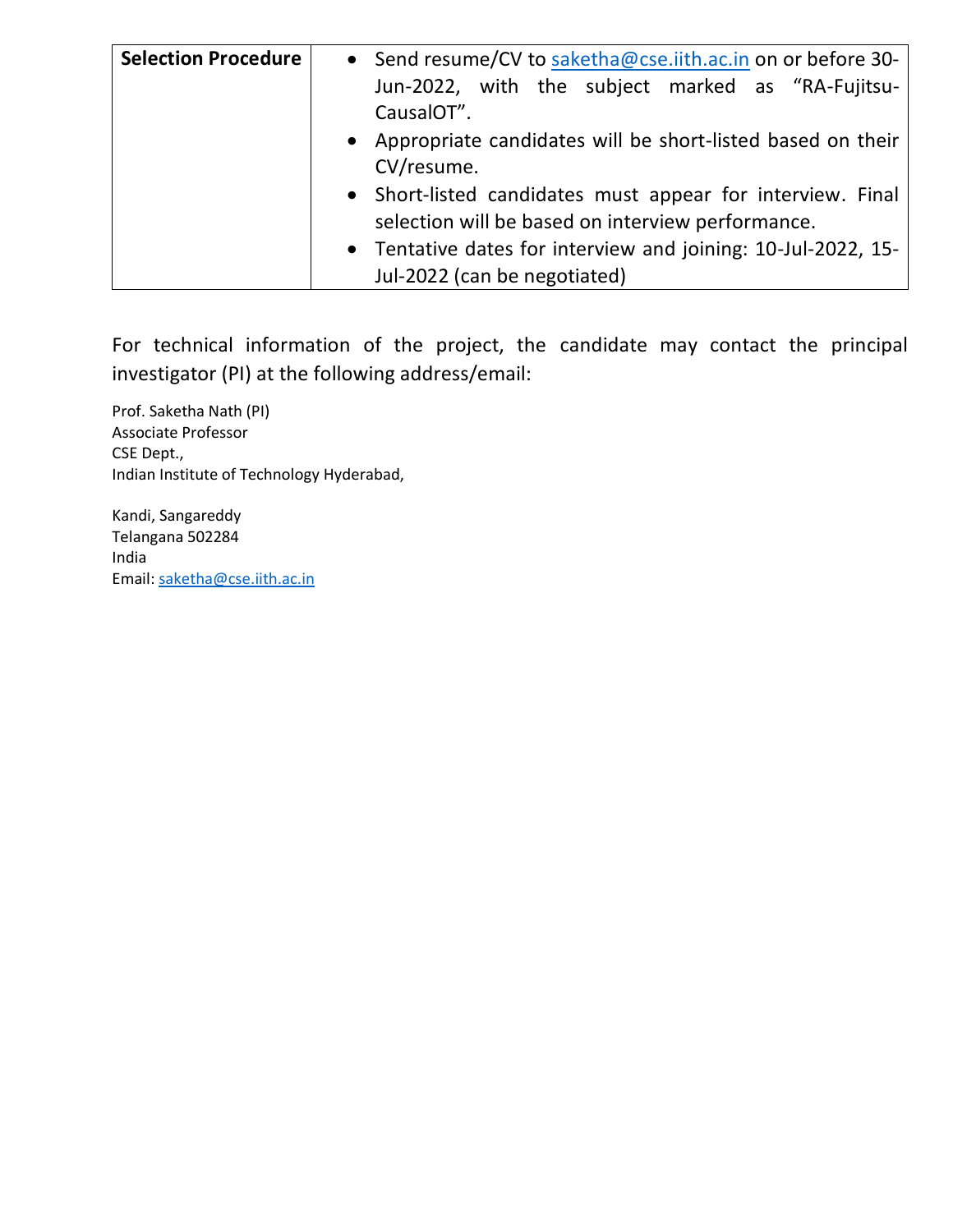| | |
|---|---|
| **Selection Procedure** | • Send resume/CV to saketha@cse.iith.ac.in on or before 30-Jun-2022, with the subject marked as "RA-Fujitsu-CausalOT".<br>• Appropriate candidates will be short-listed based on their CV/resume.<br>• Short-listed candidates must appear for interview. Final selection will be based on interview performance.<br>• Tentative dates for interview and joining: 10-Jul-2022, 15-Jul-2022 (can be negotiated) |

For technical information of the project, the candidate may contact the principal investigator (PI) at the following address/email:

Prof. Saketha Nath (PI)
Associate Professor
CSE Dept.,
Indian Institute of Technology Hyderabad,

Kandi, Sangareddy
Telangana 502284
India
Email: saketha@cse.iith.ac.in